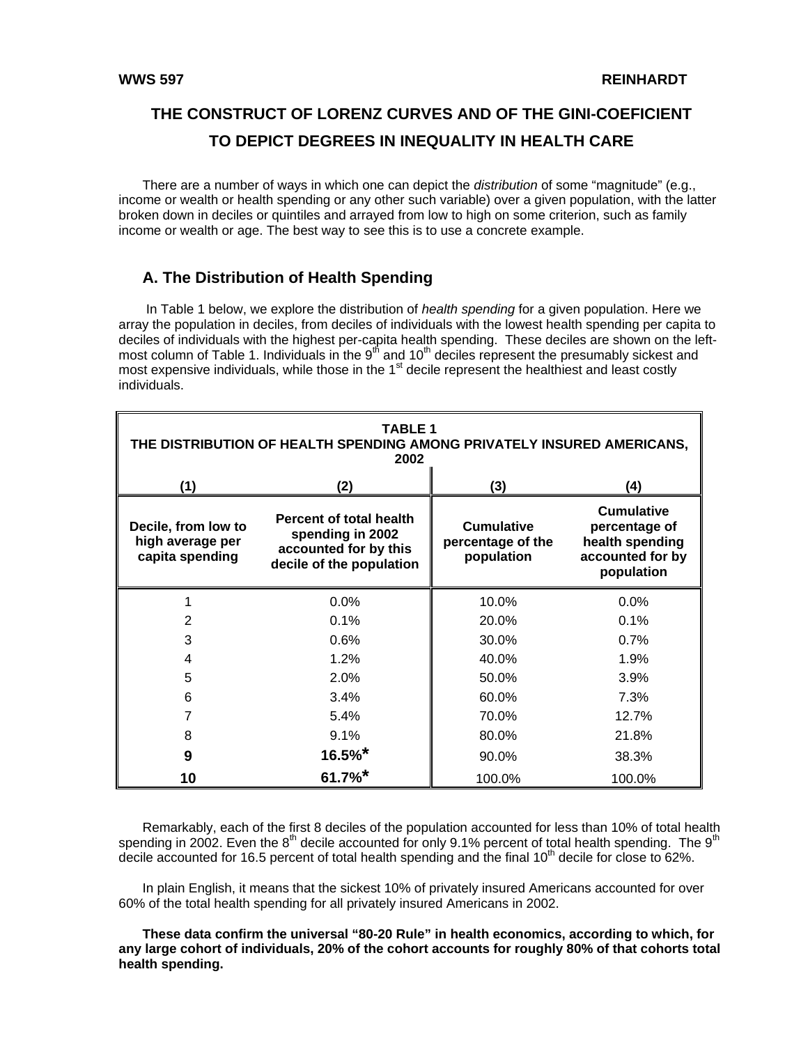**WWS 597** **REINHARDT**

# THE CONSTRUCT OF LORENZ CURVES AND OF THE GINI-COEFICIENT TO DEPICT DEGREES IN INEQUALITY IN HEALTH CARE

There are a number of ways in which one can depict the *distribution* of some "magnitude" (e.g., income or wealth or health spending or any other such variable) over a given population, with the latter broken down in deciles or quintiles and arrayed from low to high on some criterion, such as family income or wealth or age. The best way to see this is to use a concrete example.

## A. The Distribution of Health Spending

In Table 1 below, we explore the distribution of *health spending* for a given population. Here we array the population in deciles, from deciles of individuals with the lowest health spending per capita to deciles of individuals with the highest per-capita health spending. These deciles are shown on the left-most column of Table 1. Individuals in the 9th and 10th deciles represent the presumably sickest and most expensive individuals, while those in the 1st decile represent the healthiest and least costly individuals.

**TABLE 1**
**THE DISTRIBUTION OF HEALTH SPENDING AMONG PRIVATELY INSURED AMERICANS, 2002**

| (1) | (2) | (3) | (4) |
|---|---|---|---|
| **Decile, from low to high average per capita spending** | **Percent of total health spending in 2002 accounted for by this decile of the population** | **Cumulative percentage of the population** | **Cumulative percentage of health spending accounted for by population** |
| 1 | 0.0% | 10.0% | 0.0% |
| 2 | 0.1% | 20.0% | 0.1% |
| 3 | 0.6% | 30.0% | 0.7% |
| 4 | 1.2% | 40.0% | 1.9% |
| 5 | 2.0% | 50.0% | 3.9% |
| 6 | 3.4% | 60.0% | 7.3% |
| 7 | 5.4% | 70.0% | 12.7% |
| 8 | 9.1% | 80.0% | 21.8% |
| **9** | **16.5%*** | 90.0% | 38.3% |
| **10** | **61.7%*** | 100.0% | 100.0% |

Remarkably, each of the first 8 deciles of the population accounted for less than 10% of total health spending in 2002. Even the 8th decile accounted for only 9.1% percent of total health spending. The 9th decile accounted for 16.5 percent of total health spending and the final 10th decile for close to 62%.

In plain English, it means that the sickest 10% of privately insured Americans accounted for over 60% of the total health spending for all privately insured Americans in 2002.

**These data confirm the universal "80-20 Rule" in health economics, according to which, for any large cohort of individuals, 20% of the cohort accounts for roughly 80% of that cohorts total health spending.**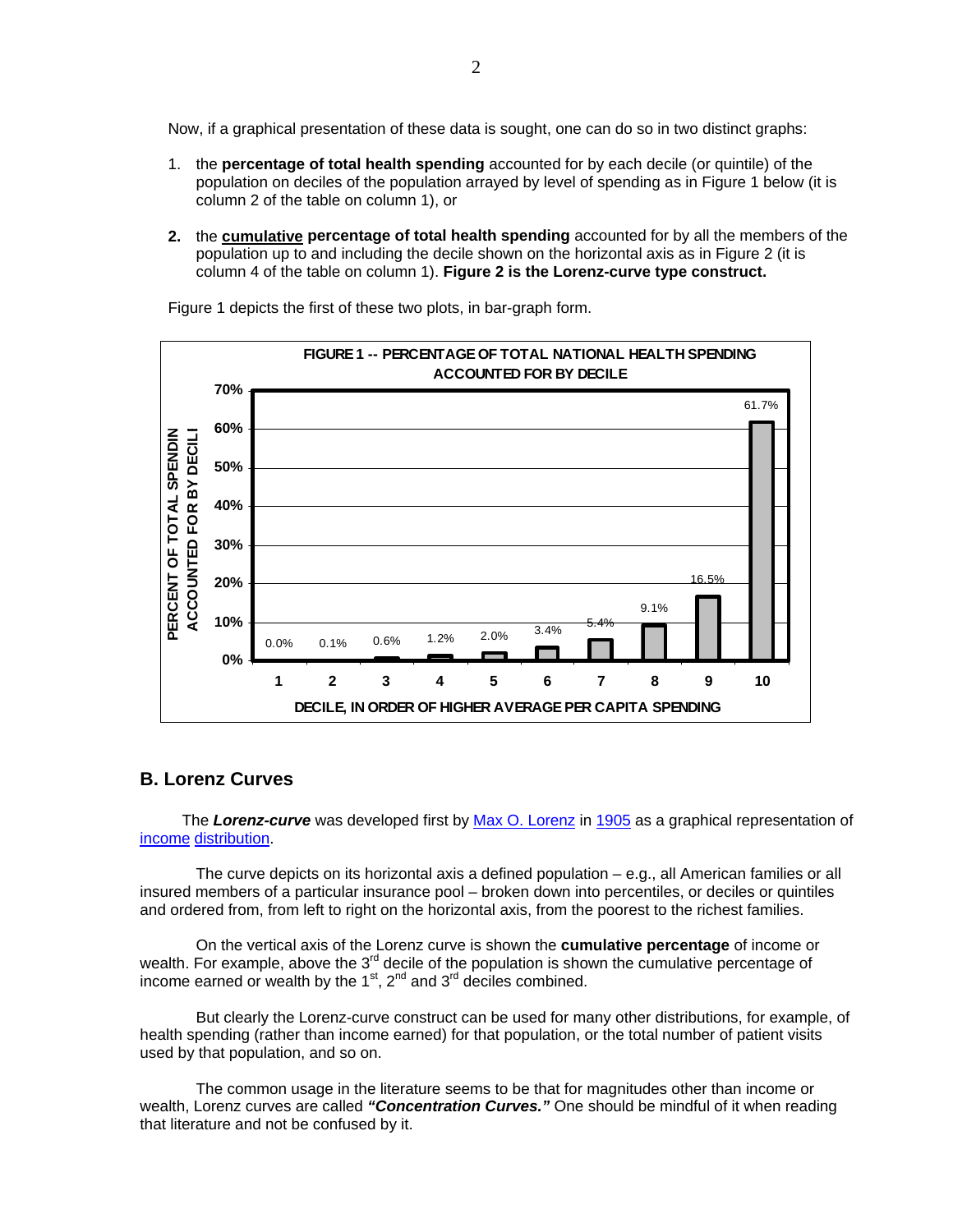Now, if a graphical presentation of these data is sought, one can do so in two distinct graphs:

1. the **percentage of total health spending** accounted for by each decile (or quintile) of the population on deciles of the population arrayed by level of spending as in Figure 1 below (it is column 2 of the table on column 1), or

2. the **cumulative percentage of total health spending** accounted for by all the members of the population up to and including the decile shown on the horizontal axis as in Figure 2 (it is column 4 of the table on column 1). **Figure 2 is the Lorenz-curve type construct.**

Figure 1 depicts the first of these two plots, in bar-graph form.

**FIGURE 1 -- PERCENTAGE OF TOTAL NATIONAL HEALTH SPENDING ACCOUNTED FOR BY DECILE**

| DECILE, IN ORDER OF HIGHER AVERAGE PER CAPITA SPENDING | PERCENT OF TOTAL SPENDIN ACCOUNTED FOR BY DECILI |
|---|---|
| 1 | 0.0% |
| 2 | 0.1% |
| 3 | 0.6% |
| 4 | 1.2% |
| 5 | 2.0% |
| 6 | 3.4% |
| 7 | 5.4% |
| 8 | 9.1% |
| 9 | 16.5% |
| 10 | 61.7% |

## B. Lorenz Curves

The ***Lorenz-curve*** was developed first by Max O. Lorenz in 1905 as a graphical representation of income distribution.

The curve depicts on its horizontal axis a defined population – e.g., all American families or all insured members of a particular insurance pool – broken down into percentiles, or deciles or quintiles and ordered from, from left to right on the horizontal axis, from the poorest to the richest families.

On the vertical axis of the Lorenz curve is shown the **cumulative percentage** of income or wealth. For example, above the 3rd decile of the population is shown the cumulative percentage of income earned or wealth by the 1st, 2nd and 3rd deciles combined.

But clearly the Lorenz-curve construct can be used for many other distributions, for example, of health spending (rather than income earned) for that population, or the total number of patient visits used by that population, and so on.

The common usage in the literature seems to be that for magnitudes other than income or wealth, Lorenz curves are called ***"Concentration Curves."*** One should be mindful of it when reading that literature and not be confused by it.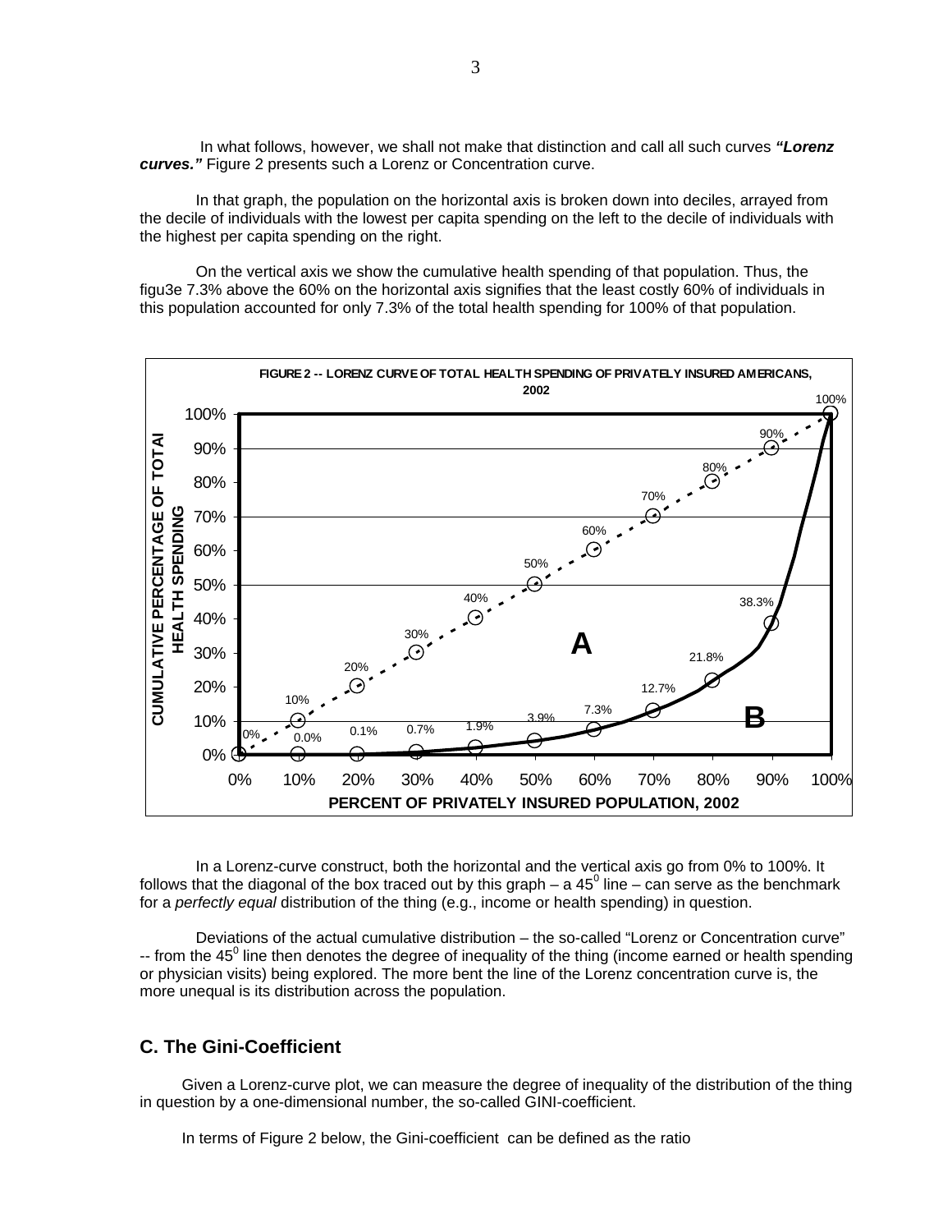In what follows, however, we shall not make that distinction and call all such curves ***"Lorenz curves."*** Figure 2 presents such a Lorenz or Concentration curve.

In that graph, the population on the horizontal axis is broken down into deciles, arrayed from the decile of individuals with the lowest per capita spending on the left to the decile of individuals with the highest per capita spending on the right.

On the vertical axis we show the cumulative health spending of that population. Thus, the figu3e 7.3% above the 60% on the horizontal axis signifies that the least costly 60% of individuals in this population accounted for only 7.3% of the total health spending for 100% of that population.

**FIGURE 2 -- LORENZ CURVE OF TOTAL HEALTH SPENDING OF PRIVATELY INSURED AMERICANS, 2002**

| PERCENT OF PRIVATELY INSURED POPULATION, 2002 | 45° line (perfect equality) | Lorenz curve (CUMULATIVE PERCENTAGE OF TOTAl HEALTH SPENDING) |
|---|---|---|
| 0% | 0% | 0% |
| 10% | 10% | 0.0% |
| 20% | 20% | 0.1% |
| 30% | 30% | 0.7% |
| 40% | 40% | 1.9% |
| 50% | 50% | 3.9% |
| 60% | 60% | 7.3% |
| 70% | 70% | 12.7% |
| 80% | 80% | 21.8% |
| 90% | 90% | 38.3% |
| 100% | 100% | 100% |

(Area between the 45° line and the Lorenz curve is labeled A; area below the Lorenz curve is labeled B.)

In a Lorenz-curve construct, both the horizontal and the vertical axis go from 0% to 100%. It follows that the diagonal of the box traced out by this graph – a $45^0$ line – can serve as the benchmark for a *perfectly equal* distribution of the thing (e.g., income or health spending) in question.

Deviations of the actual cumulative distribution – the so-called "Lorenz or Concentration curve" -- from the $45^0$ line then denotes the degree of inequality of the thing (income earned or health spending or physician visits) being explored. The more bent the line of the Lorenz concentration curve is, the more unequal is its distribution across the population.

## C. The Gini-Coefficient

Given a Lorenz-curve plot, we can measure the degree of inequality of the distribution of the thing in question by a one-dimensional number, the so-called GINI-coefficient.

In terms of Figure 2 below, the Gini-coefficient can be defined as the ratio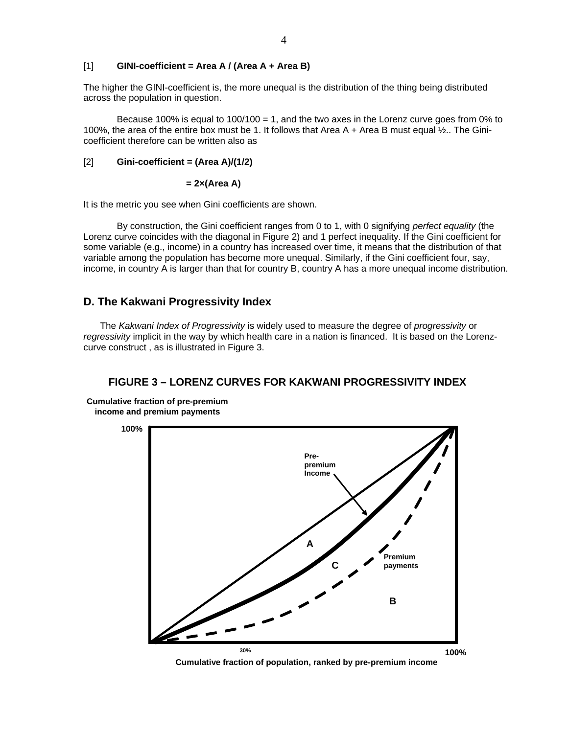[1] **GINI-coefficient = Area A / (Area A + Area B)**

The higher the GINI-coefficient is, the more unequal is the distribution of the thing being distributed across the population in question.

Because 100% is equal to 100/100 = 1, and the two axes in the Lorenz curve goes from 0% to 100%, the area of the entire box must be 1. It follows that Area A + Area B must equal ½.. The Gini-coefficient therefore can be written also as

[2] **Gini-coefficient = (Area A)/(1/2)**

**= 2×(Area A)**

It is the metric you see when Gini coefficients are shown.

By construction, the Gini coefficient ranges from 0 to 1, with 0 signifying *perfect equality* (the Lorenz curve coincides with the diagonal in Figure 2) and 1 perfect inequality. If the Gini coefficient for some variable (e.g., income) in a country has increased over time, it means that the distribution of that variable among the population has become more unequal. Similarly, if the Gini coefficient four, say, income, in country A is larger than that for country B, country A has a more unequal income distribution.

## D. The Kakwani Progressivity Index

The *Kakwani Index of Progressivity* is widely used to measure the degree of *progressivity* or *regressivity* implicit in the way by which health care in a nation is financed. It is based on the Lorenz-curve construct , as is illustrated in Figure 3.

**FIGURE 3 – LORENZ CURVES FOR KAKWANI PROGRESSIVITY INDEX**

**Cumulative fraction of pre-premium income and premium payments**

**100%**

**Pre-premium Income**

**A**

**C**

**Premium payments**

**B**

**30%** **100%**

**Cumulative fraction of population, ranked by pre-premium income**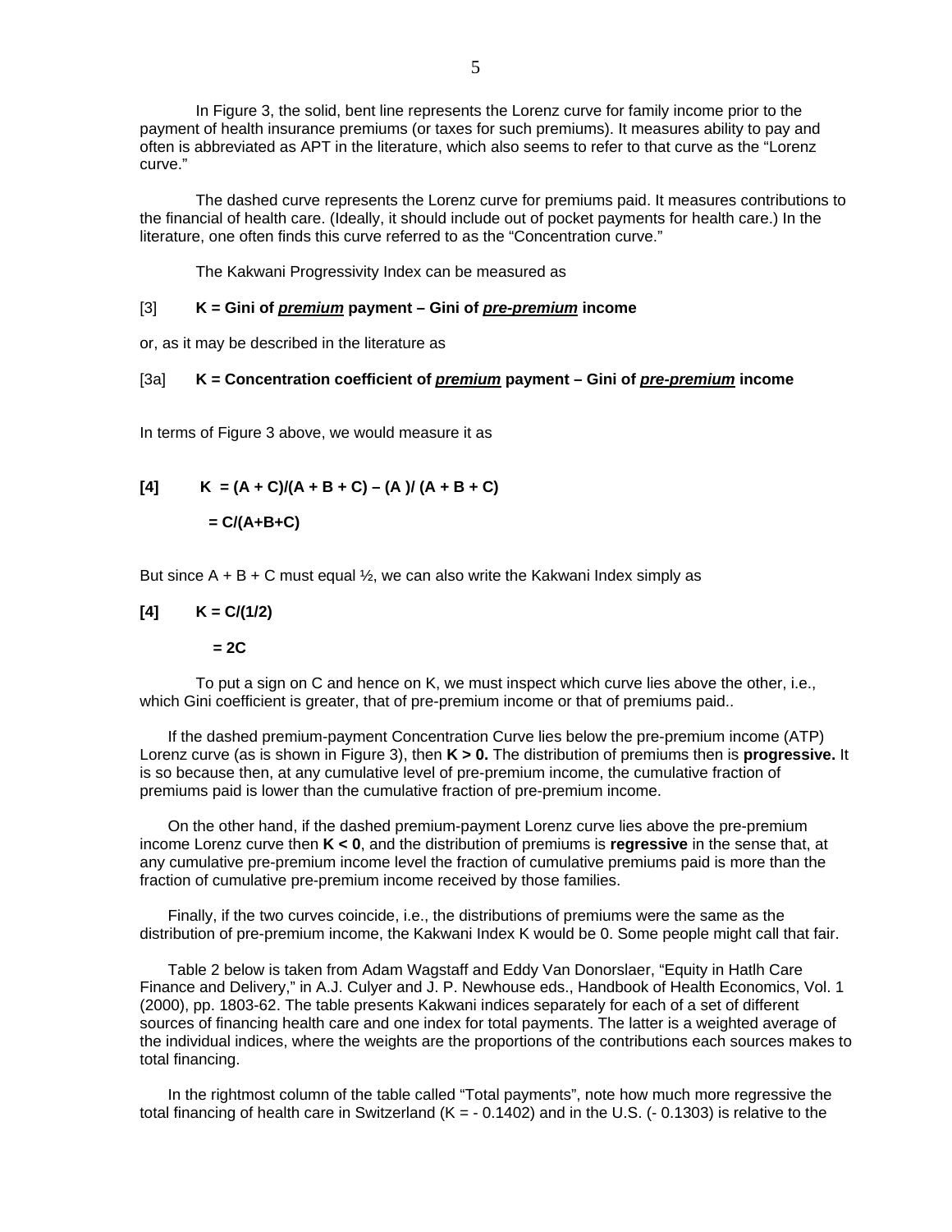In Figure 3, the solid, bent line represents the Lorenz curve for family income prior to the payment of health insurance premiums (or taxes for such premiums). It measures ability to pay and often is abbreviated as APT in the literature, which also seems to refer to that curve as the "Lorenz curve."

The dashed curve represents the Lorenz curve for premiums paid. It measures contributions to the financial of health care. (Ideally, it should include out of pocket payments for health care.) In the literature, one often finds this curve referred to as the "Concentration curve."

The Kakwani Progressivity Index can be measured as

[3] **K = Gini of _premium_ payment – Gini of _pre-premium_ income**

or, as it may be described in the literature as

[3a] **K = Concentration coefficient of _premium_ payment – Gini of _pre-premium_ income**

In terms of Figure 3 above, we would measure it as

**[4]** $$K = (A + C)/(A + B + C) - (A)/(A + B + C)$$

$$= C/(A+B+C)$$

But since A + B + C must equal ½, we can also write the Kakwani Index simply as

**[4]** $$K = C/(1/2)$$

$$= 2C$$

To put a sign on C and hence on K, we must inspect which curve lies above the other, i.e., which Gini coefficient is greater, that of pre-premium income or that of premiums paid..

If the dashed premium-payment Concentration Curve lies below the pre-premium income (ATP) Lorenz curve (as is shown in Figure 3), then **K > 0.** The distribution of premiums then is **progressive.** It is so because then, at any cumulative level of pre-premium income, the cumulative fraction of premiums paid is lower than the cumulative fraction of pre-premium income.

On the other hand, if the dashed premium-payment Lorenz curve lies above the pre-premium income Lorenz curve then **K < 0**, and the distribution of premiums is **regressive** in the sense that, at any cumulative pre-premium income level the fraction of cumulative premiums paid is more than the fraction of cumulative pre-premium income received by those families.

Finally, if the two curves coincide, i.e., the distributions of premiums were the same as the distribution of pre-premium income, the Kakwani Index K would be 0. Some people might call that fair.

Table 2 below is taken from Adam Wagstaff and Eddy Van Donorslaer, "Equity in Hatlh Care Finance and Delivery," in A.J. Culyer and J. P. Newhouse eds., Handbook of Health Economics, Vol. 1 (2000), pp. 1803-62. The table presents Kakwani indices separately for each of a set of different sources of financing health care and one index for total payments. The latter is a weighted average of the individual indices, where the weights are the proportions of the contributions each sources makes to total financing.

In the rightmost column of the table called "Total payments", note how much more regressive the total financing of health care in Switzerland (K = - 0.1402) and in the U.S. (- 0.1303) is relative to the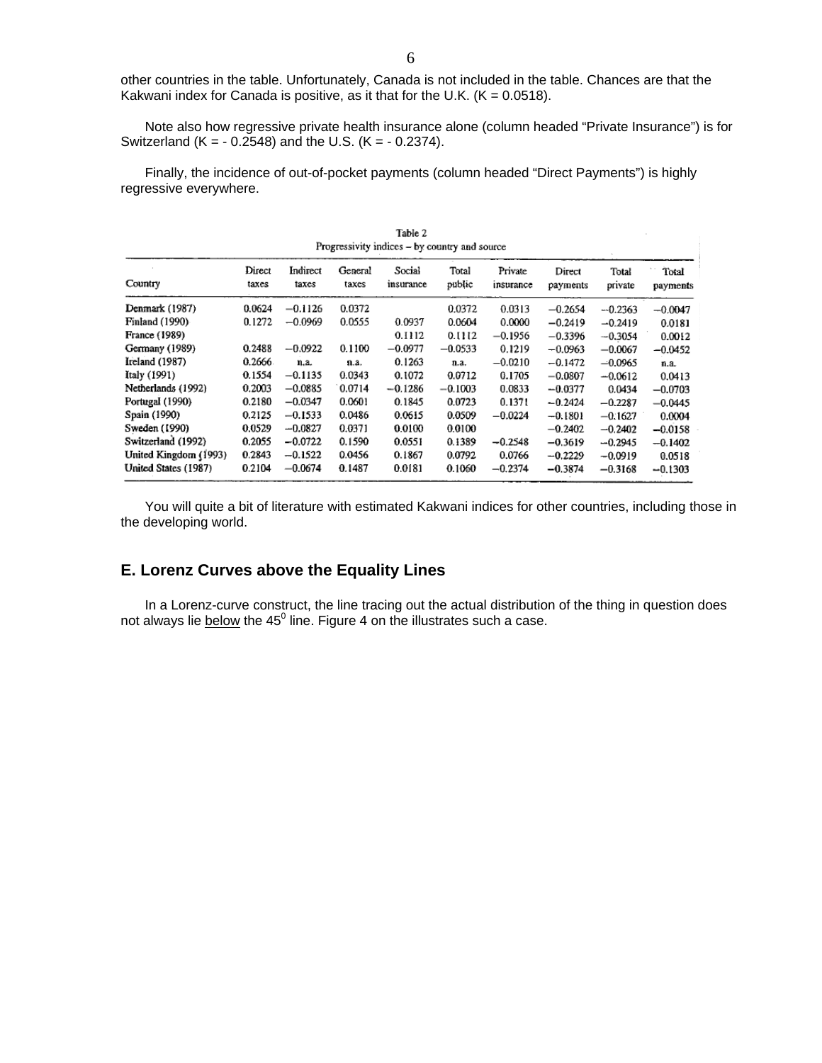other countries in the table. Unfortunately, Canada is not included in the table. Chances are that the Kakwani index for Canada is positive, as it that for the U.K. (K = 0.0518).

Note also how regressive private health insurance alone (column headed "Private Insurance") is for Switzerland (K = - 0.2548) and the U.S. (K = - 0.2374).

Finally, the incidence of out-of-pocket payments (column headed "Direct Payments") is highly regressive everywhere.

Table 2
Progressivity indices – by country and source

| Country | Direct taxes | Indirect taxes | General taxes | Social insurance | Total public | Private insurance | Direct payments | Total private | Total payments |
|---|---|---|---|---|---|---|---|---|---|
| Denmark (1987) | 0.0624 | −0.1126 | 0.0372 | | 0.0372 | 0.0313 | −0.2654 | −0.2363 | −0.0047 |
| Finland (1990) | 0.1272 | −0.0969 | 0.0555 | 0.0937 | 0.0604 | 0.0000 | −0.2419 | −0.2419 | 0.0181 |
| France (1989) | | | | 0.1112 | 0.1112 | −0.1956 | −0.3396 | −0.3054 | 0.0012 |
| Germany (1989) | 0.2488 | −0.0922 | 0.1100 | −0.0977 | −0.0533 | 0.1219 | −0.0963 | −0.0067 | −0.0452 |
| Ireland (1987) | 0.2666 | n.a. | n.a. | 0.1263 | n.a. | −0.0210 | −0.1472 | −0.0965 | n.a. |
| Italy (1991) | 0.1554 | −0.1135 | 0.0343 | 0.1072 | 0.0712 | 0.1705 | −0.0807 | −0.0612 | 0.0413 |
| Netherlands (1992) | 0.2003 | −0.0885 | 0.0714 | −0.1286 | −0.1003 | 0.0833 | −0.0377 | 0.0434 | −0.0703 |
| Portugal (1990) | 0.2180 | −0.0347 | 0.0601 | 0.1845 | 0.0723 | 0.1371 | −0.2424 | −0.2287 | −0.0445 |
| Spain (1990) | 0.2125 | −0.1533 | 0.0486 | 0.0615 | 0.0509 | −0.0224 | −0.1801 | −0.1627 | 0.0004 |
| Sweden (1990) | 0.0529 | −0.0827 | 0.0371 | 0.0100 | 0.0100 | | −0.2402 | −0.2402 | −0.0158 |
| Switzerland (1992) | 0.2055 | −0.0722 | 0.1590 | 0.0551 | 0.1389 | −0.2548 | −0.3619 | −0.2945 | −0.1402 |
| United Kingdom (1993) | 0.2843 | −0.1522 | 0.0456 | 0.1867 | 0.0792 | 0.0766 | −0.2229 | −0.0919 | 0.0518 |
| United States (1987) | 0.2104 | −0.0674 | 0.1487 | 0.0181 | 0.1060 | −0.2374 | −0.3874 | −0.3168 | −0.1303 |

You will quite a bit of literature with estimated Kakwani indices for other countries, including those in the developing world.

## E. Lorenz Curves above the Equality Lines

In a Lorenz-curve construct, the line tracing out the actual distribution of the thing in question does not always lie <u>below</u> the $45^0$ line. Figure 4 on the illustrates such a case.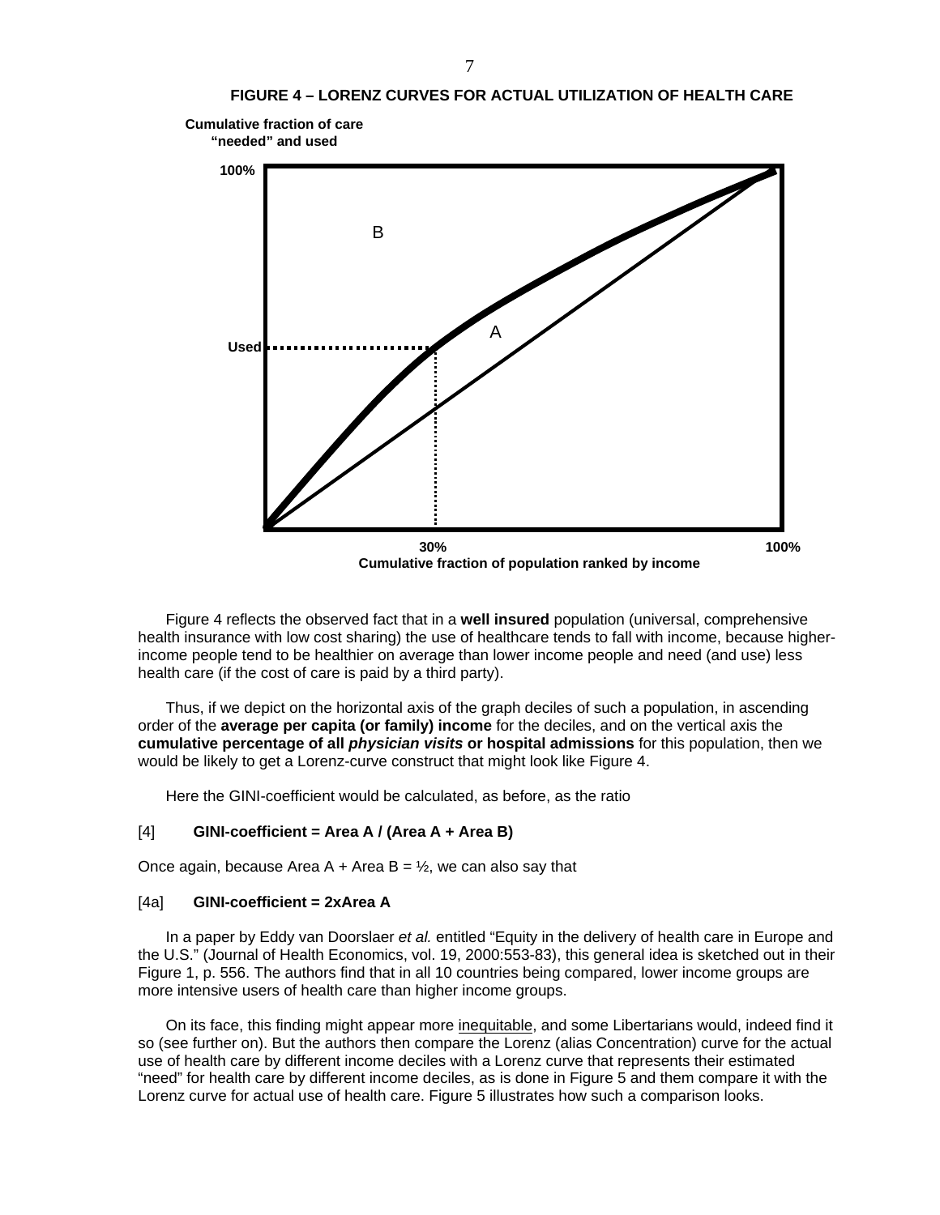**FIGURE 4 – LORENZ CURVES FOR ACTUAL UTILIZATION OF HEALTH CARE**

Figure 4 reflects the observed fact that in a **well insured** population (universal, comprehensive health insurance with low cost sharing) the use of healthcare tends to fall with income, because higher-income people tend to be healthier on average than lower income people and need (and use) less health care (if the cost of care is paid by a third party).

Thus, if we depict on the horizontal axis of the graph deciles of such a population, in ascending order of the **average per capita (or family) income** for the deciles, and on the vertical axis the **cumulative percentage of all** ***physician visits*** **or hospital admissions** for this population, then we would be likely to get a Lorenz-curve construct that might look like Figure 4.

Here the GINI-coefficient would be calculated, as before, as the ratio

[4] **GINI-coefficient = Area A / (Area A + Area B)**

Once again, because Area A + Area B = ½, we can also say that

[4a] **GINI-coefficient = 2xArea A**

In a paper by Eddy van Doorslaer *et al.* entitled "Equity in the delivery of health care in Europe and the U.S." (Journal of Health Economics, vol. 19, 2000:553-83), this general idea is sketched out in their Figure 1, p. 556. The authors find that in all 10 countries being compared, lower income groups are more intensive users of health care than higher income groups.

On its face, this finding might appear more inequitable, and some Libertarians would, indeed find it so (see further on). But the authors then compare the Lorenz (alias Concentration) curve for the actual use of health care by different income deciles with a Lorenz curve that represents their estimated "need" for health care by different income deciles, as is done in Figure 5 and them compare it with the Lorenz curve for actual use of health care. Figure 5 illustrates how such a comparison looks.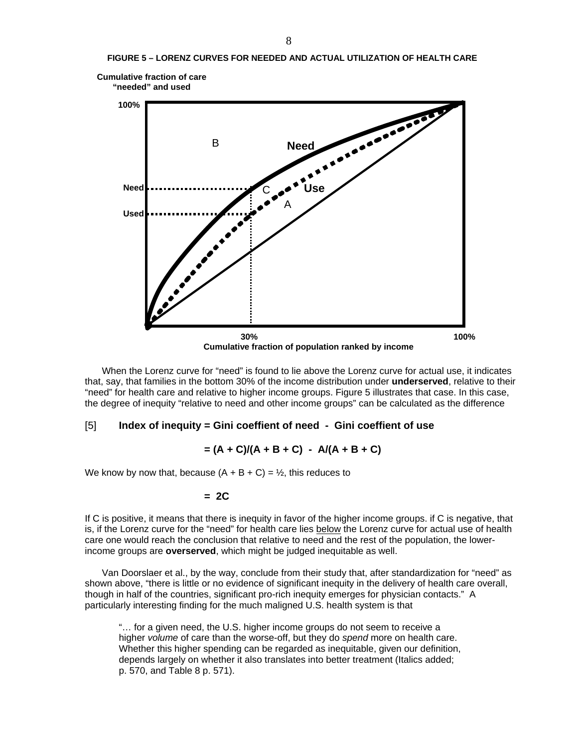**FIGURE 5 – LORENZ CURVES FOR NEEDED AND ACTUAL UTILIZATION OF HEALTH CARE**

When the Lorenz curve for "need" is found to lie above the Lorenz curve for actual use, it indicates that, say, that families in the bottom 30% of the income distribution under **underserved**, relative to their "need" for health care and relative to higher income groups. Figure 5 illustrates that case. In this case, the degree of inequity "relative to need and other income groups" can be calculated as the difference

[5] **Index of inequity = Gini coeffient of need - Gini coeffient of use**

$$= (A + C)/(A + B + C) - A/(A + B + C)$$

We know by now that, because $(A + B + C) = ½$, this reduces to

$$= 2C$$

If C is positive, it means that there is inequity in favor of the higher income groups. if C is negative, that is, if the Lorenz curve for the "need" for health care lies below the Lorenz curve for actual use of health care one would reach the conclusion that relative to need and the rest of the population, the lower-income groups are **overserved**, which might be judged inequitable as well.

Van Doorslaer et al., by the way, conclude from their study that, after standardization for "need" as shown above, "there is little or no evidence of significant inequity in the delivery of health care overall, though in half of the countries, significant pro-rich inequity emerges for physician contacts." A particularly interesting finding for the much maligned U.S. health system is that

> "… for a given need, the U.S. higher income groups do not seem to receive a higher *volume* of care than the worse-off, but they do *spend* more on health care. Whether this higher spending can be regarded as inequitable, given our definition, depends largely on whether it also translates into better treatment (Italics added; p. 570, and Table 8 p. 571).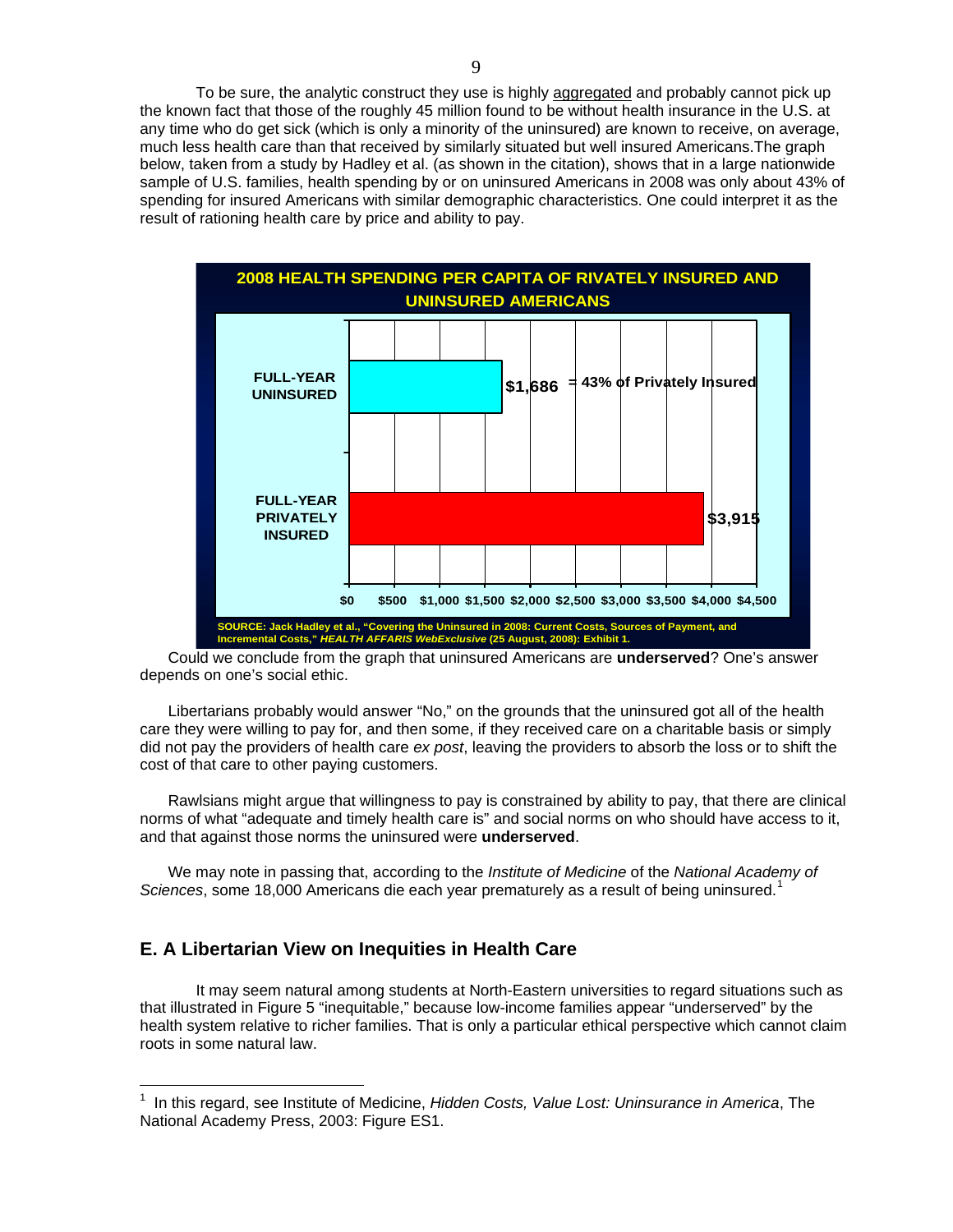To be sure, the analytic construct they use is highly aggregated and probably cannot pick up the known fact that those of the roughly 45 million found to be without health insurance in the U.S. at any time who do get sick (which is only a minority of the uninsured) are known to receive, on average, much less health care than that received by similarly situated but well insured Americans.The graph below, taken from a study by Hadley et al. (as shown in the citation), shows that in a large nationwide sample of U.S. families, health spending by or on uninsured Americans in 2008 was only about 43% of spending for insured Americans with similar demographic characteristics. One could interpret it as the result of rationing health care by price and ability to pay.

**2008 HEALTH SPENDING PER CAPITA OF RIVATELY INSURED AND UNINSURED AMERICANS**

| | Spending |
|---|---|
| FULL-YEAR UNINSURED | $1,686 = 43% of Privately Insured |
| FULL-YEAR PRIVATELY INSURED | $3,915 |

SOURCE: Jack Hadley et al., "Covering the Uninsured in 2008: Current Costs, Sources of Payment, and Incremental Costs," *HEALTH AFFARIS WebExclusive* (25 August, 2008): Exhibit 1.

Could we conclude from the graph that uninsured Americans are **underserved**? One's answer depends on one's social ethic.

Libertarians probably would answer "No," on the grounds that the uninsured got all of the health care they were willing to pay for, and then some, if they received care on a charitable basis or simply did not pay the providers of health care *ex post*, leaving the providers to absorb the loss or to shift the cost of that care to other paying customers.

Rawlsians might argue that willingness to pay is constrained by ability to pay, that there are clinical norms of what "adequate and timely health care is" and social norms on who should have access to it, and that against those norms the uninsured were **underserved**.

We may note in passing that, according to the *Institute of Medicine* of the *National Academy of Sciences*, some 18,000 Americans die each year prematurely as a result of being uninsured.[1]

## E. A Libertarian View on Inequities in Health Care

It may seem natural among students at North-Eastern universities to regard situations such as that illustrated in Figure 5 "inequitable," because low-income families appear "underserved" by the health system relative to richer families. That is only a particular ethical perspective which cannot claim roots in some natural law.

[1] In this regard, see Institute of Medicine, *Hidden Costs, Value Lost: Uninsurance in America*, The National Academy Press, 2003: Figure ES1.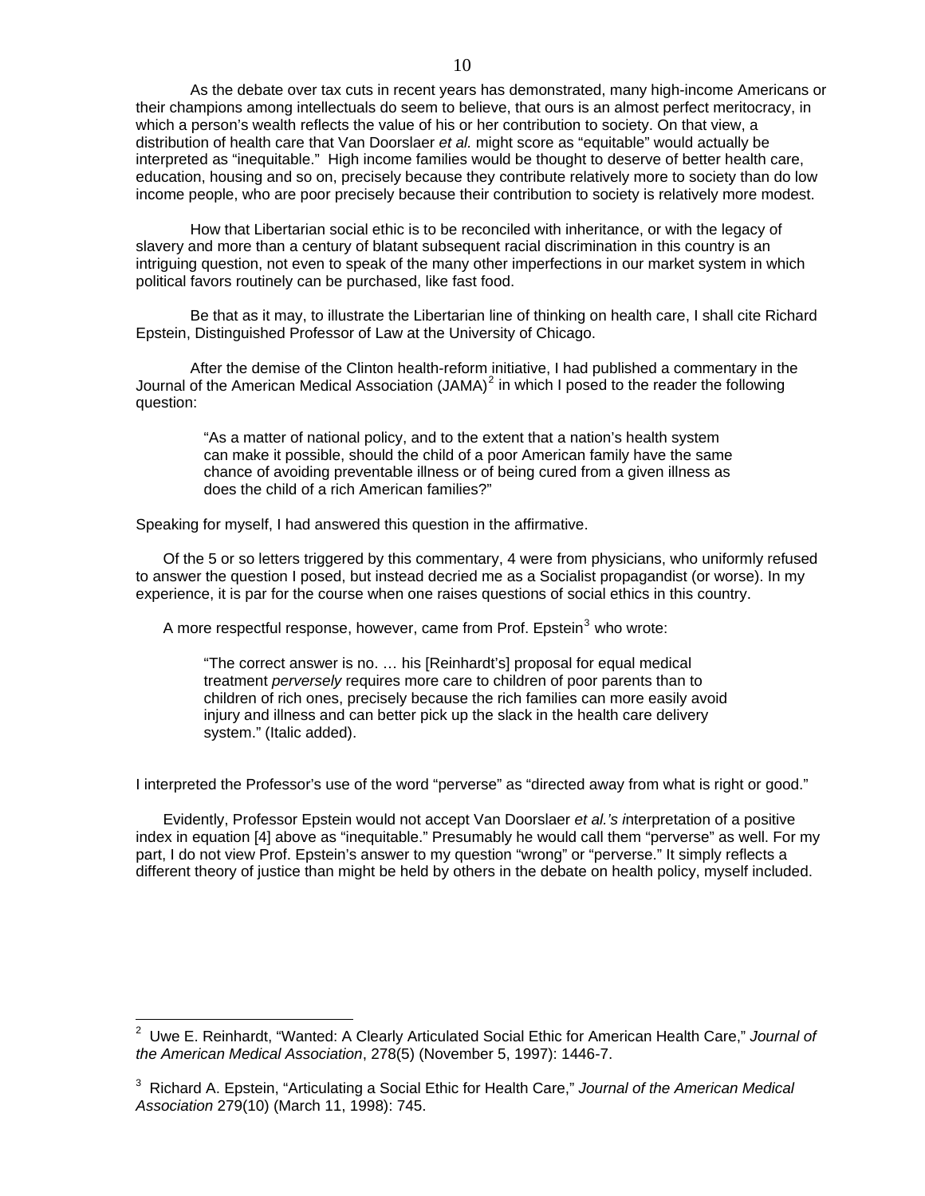As the debate over tax cuts in recent years has demonstrated, many high-income Americans or their champions among intellectuals do seem to believe, that ours is an almost perfect meritocracy, in which a person's wealth reflects the value of his or her contribution to society. On that view, a distribution of health care that Van Doorslaer *et al.* might score as "equitable" would actually be interpreted as "inequitable." High income families would be thought to deserve of better health care, education, housing and so on, precisely because they contribute relatively more to society than do low income people, who are poor precisely because their contribution to society is relatively more modest.

How that Libertarian social ethic is to be reconciled with inheritance, or with the legacy of slavery and more than a century of blatant subsequent racial discrimination in this country is an intriguing question, not even to speak of the many other imperfections in our market system in which political favors routinely can be purchased, like fast food.

Be that as it may, to illustrate the Libertarian line of thinking on health care, I shall cite Richard Epstein, Distinguished Professor of Law at the University of Chicago.

After the demise of the Clinton health-reform initiative, I had published a commentary in the Journal of the American Medical Association (JAMA)[2] in which I posed to the reader the following question:

> "As a matter of national policy, and to the extent that a nation's health system can make it possible, should the child of a poor American family have the same chance of avoiding preventable illness or of being cured from a given illness as does the child of a rich American families?"

Speaking for myself, I had answered this question in the affirmative.

Of the 5 or so letters triggered by this commentary, 4 were from physicians, who uniformly refused to answer the question I posed, but instead decried me as a Socialist propagandist (or worse). In my experience, it is par for the course when one raises questions of social ethics in this country.

A more respectful response, however, came from Prof. Epstein[3] who wrote:

> "The correct answer is no. … his [Reinhardt's] proposal for equal medical treatment *perversely* requires more care to children of poor parents than to children of rich ones, precisely because the rich families can more easily avoid injury and illness and can better pick up the slack in the health care delivery system." (Italic added).

I interpreted the Professor's use of the word "perverse" as "directed away from what is right or good."

Evidently, Professor Epstein would not accept Van Doorslaer *et al.'s i*nterpretation of a positive index in equation [4] above as "inequitable." Presumably he would call them "perverse" as well. For my part, I do not view Prof. Epstein's answer to my question "wrong" or "perverse." It simply reflects a different theory of justice than might be held by others in the debate on health policy, myself included.

---

[2] Uwe E. Reinhardt, "Wanted: A Clearly Articulated Social Ethic for American Health Care," *Journal of the American Medical Association*, 278(5) (November 5, 1997): 1446-7.

[3] Richard A. Epstein, "Articulating a Social Ethic for Health Care," *Journal of the American Medical Association* 279(10) (March 11, 1998): 745.